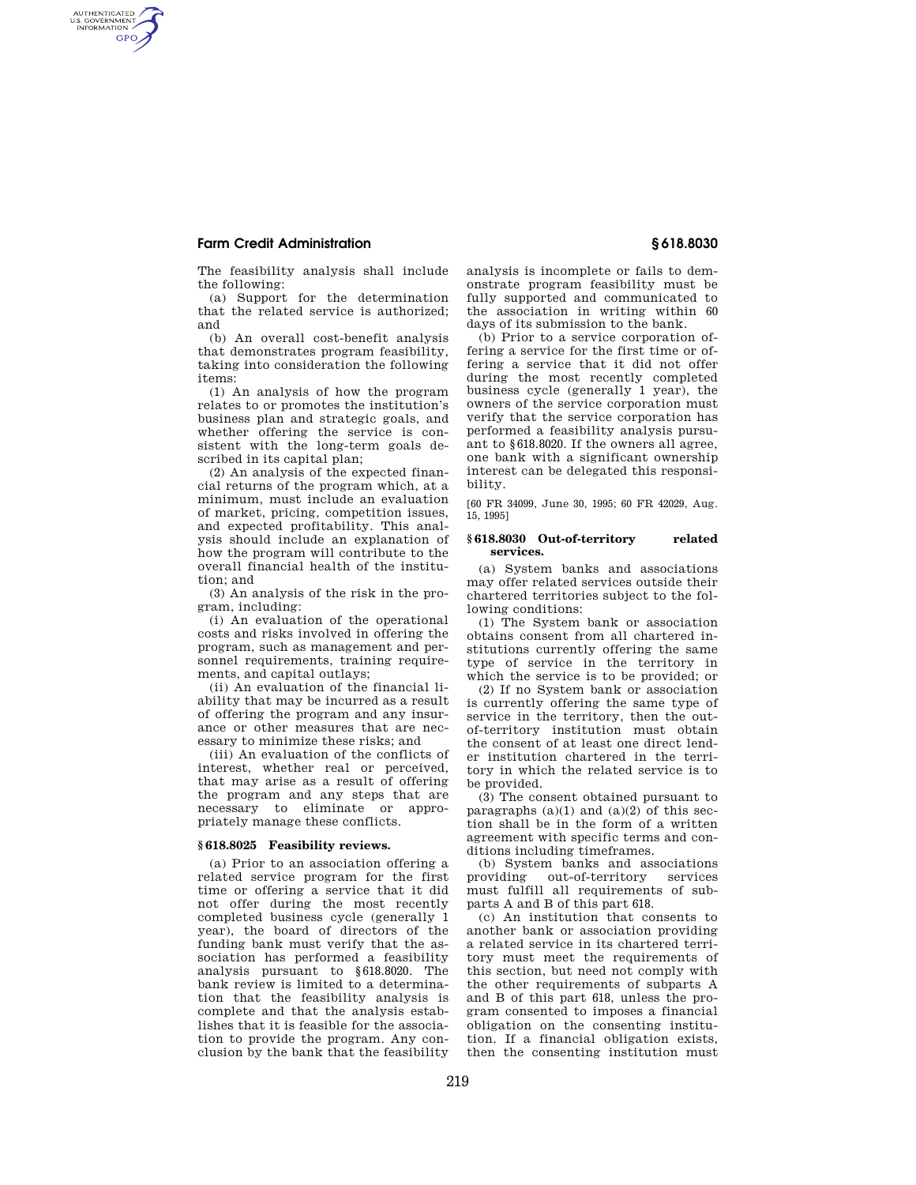The feasibility analysis shall include the following:

(a) Support for the determination that the related service is authorized; and

(b) An overall cost-benefit analysis that demonstrates program feasibility, taking into consideration the following items:

(1) An analysis of how the program relates to or promotes the institution's business plan and strategic goals, and whether offering the service is consistent with the long-term goals described in its capital plan;

(2) An analysis of the expected financial returns of the program which, at a minimum, must include an evaluation of market, pricing, competition issues, and expected profitability. This analysis should include an explanation of how the program will contribute to the overall financial health of the institution; and

(3) An analysis of the risk in the program, including:

(i) An evaluation of the operational costs and risks involved in offering the program, such as management and personnel requirements, training requirements, and capital outlays;

(ii) An evaluation of the financial liability that may be incurred as a result of offering the program and any insurance or other measures that are necessary to minimize these risks; and

(iii) An evaluation of the conflicts of interest, whether real or perceived, that may arise as a result of offering the program and any steps that are necessary to eliminate or appropriately manage these conflicts.

### § 618.8025 Feasibility reviews.

(a) Prior to an association offering a related service program for the first time or offering a service that it did not offer during the most recently completed business cycle (generally 1 year), the board of directors of the funding bank must verify that the association has performed a feasibility analysis pursuant to § 618.8020. The bank review is limited to a determination that the feasibility analysis is complete and that the analysis establishes that it is feasible for the association to provide the program. Any conclusion by the bank that the feasibility analysis is incomplete or fails to demonstrate program feasibility must be fully supported and communicated to the association in writing within 60 days of its submission to the bank.

(b) Prior to a service corporation offering a service for the first time or offering a service that it did not offer during the most recently completed business cycle (generally 1 year), the owners of the service corporation must verify that the service corporation has performed a feasibility analysis pursuant to § 618.8020. If the owners all agree, one bank with a significant ownership interest can be delegated this responsibility.

[60 FR 34099, June 30, 1995; 60 FR 42029, Aug. 15, 1995]

### § 618.8030 Out-of-territory related services.

(a) System banks and associations may offer related services outside their chartered territories subject to the following conditions:

(1) The System bank or association obtains consent from all chartered institutions currently offering the same type of service in the territory in which the service is to be provided; or

(2) If no System bank or association is currently offering the same type of service in the territory, then the out-of-territory institution must obtain the consent of at least one direct lender institution chartered in the territory in which the related service is to be provided.

(3) The consent obtained pursuant to paragraphs (a)(1) and (a)(2) of this section shall be in the form of a written agreement with specific terms and conditions including timeframes.

(b) System banks and associations providing out-of-territory services must fulfill all requirements of subparts A and B of this part 618.

(c) An institution that consents to another bank or association providing a related service in its chartered territory must meet the requirements of this section, but need not comply with the other requirements of subparts A and B of this part 618, unless the program consented to imposes a financial obligation on the consenting institution. If a financial obligation exists, then the consenting institution must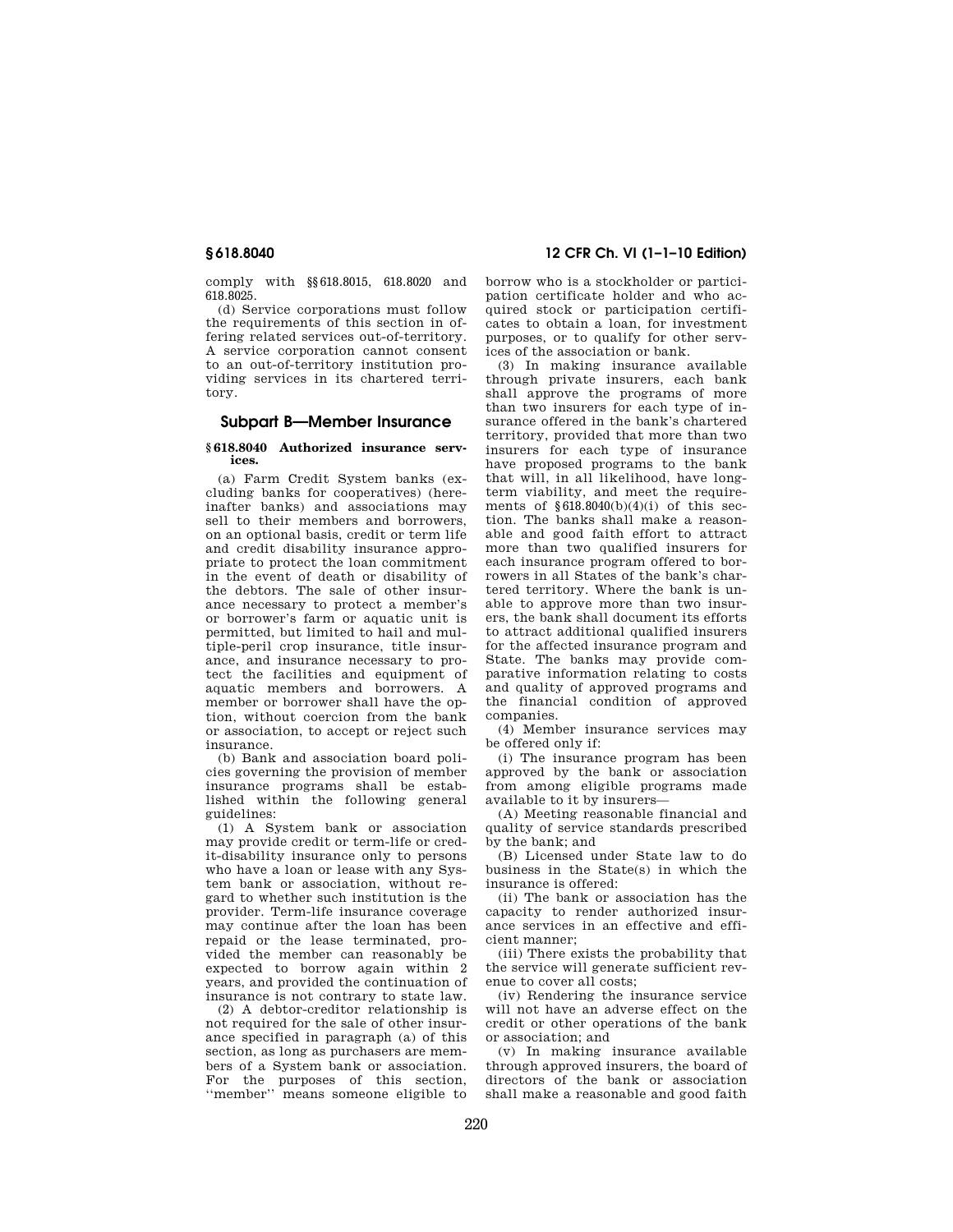comply with §§ 618.8015, 618.8020 and 618.8025.

(d) Service corporations must follow the requirements of this section in offering related services out-of-territory. A service corporation cannot consent to an out-of-territory institution providing services in its chartered territory.

## Subpart B—Member Insurance

### § 618.8040 Authorized insurance services.

(a) Farm Credit System banks (excluding banks for cooperatives) (hereinafter banks) and associations may sell to their members and borrowers, on an optional basis, credit or term life and credit disability insurance appropriate to protect the loan commitment in the event of death or disability of the debtors. The sale of other insurance necessary to protect a member's or borrower's farm or aquatic unit is permitted, but limited to hail and multiple-peril crop insurance, title insurance, and insurance necessary to protect the facilities and equipment of aquatic members and borrowers. A member or borrower shall have the option, without coercion from the bank or association, to accept or reject such insurance.

(b) Bank and association board policies governing the provision of member insurance programs shall be established within the following general guidelines:

(1) A System bank or association may provide credit or term-life or credit-disability insurance only to persons who have a loan or lease with any System bank or association, without regard to whether such institution is the provider. Term-life insurance coverage may continue after the loan has been repaid or the lease terminated, provided the member can reasonably be expected to borrow again within 2 years, and provided the continuation of insurance is not contrary to state law.

(2) A debtor-creditor relationship is not required for the sale of other insurance specified in paragraph (a) of this section, as long as purchasers are members of a System bank or association. For the purposes of this section, ''member'' means someone eligible to borrow who is a stockholder or participation certificate holder and who acquired stock or participation certificates to obtain a loan, for investment purposes, or to qualify for other services of the association or bank.

(3) In making insurance available through private insurers, each bank shall approve the programs of more than two insurers for each type of insurance offered in the bank's chartered territory, provided that more than two insurers for each type of insurance have proposed programs to the bank that will, in all likelihood, have long-term viability, and meet the requirements of § 618.8040(b)(4)(i) of this section. The banks shall make a reasonable and good faith effort to attract more than two qualified insurers for each insurance program offered to borrowers in all States of the bank's chartered territory. Where the bank is unable to approve more than two insurers, the bank shall document its efforts to attract additional qualified insurers for the affected insurance program and State. The banks may provide comparative information relating to costs and quality of approved programs and the financial condition of approved companies.

(4) Member insurance services may be offered only if:

(i) The insurance program has been approved by the bank or association from among eligible programs made available to it by insurers—

(A) Meeting reasonable financial and quality of service standards prescribed by the bank; and

(B) Licensed under State law to do business in the State(s) in which the insurance is offered:

(ii) The bank or association has the capacity to render authorized insurance services in an effective and efficient manner;

(iii) There exists the probability that the service will generate sufficient revenue to cover all costs;

(iv) Rendering the insurance service will not have an adverse effect on the credit or other operations of the bank or association; and

(v) In making insurance available through approved insurers, the board of directors of the bank or association shall make a reasonable and good faith